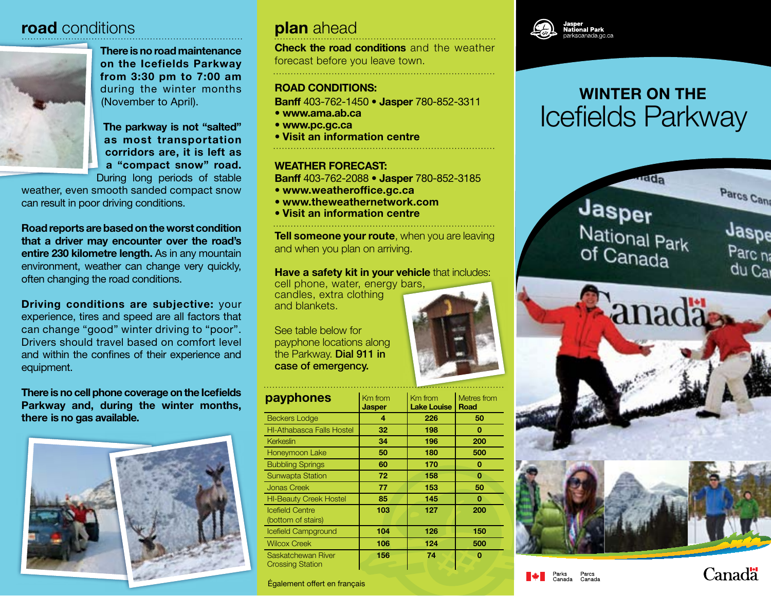## road conditions

**There is no road maintenance on the Icefields Parkway from 3:30 pm to 7:00 am** during the winter months (November to April).

**The parkway is not "salted" as most transportation corridors are, it is left as a "compact snow" road.** During long periods of stable weather, even smooth sanded compact snow can result in poor driving conditions.

**Road reports are based on the worst condition that a driver may encounter over the road's entire 230 kilometre length.** As in any mountain environment, weather can change very quickly, often changing the road conditions.

**Driving conditions are subjective:** your experience, tires and speed are all factors that can change "good" winter driving to "poor". Drivers should travel based on comfort level and within the confines of their experience and equipment.

**There is no cell phone coverage on the Icefields Parkway and, during the winter months, there is no gas available.**

## plan ahead

**Check the road conditions** and the weather forecast before you leave town.

**ROAD CONDITIONS:**

**Banff** 403-762-1450 • **Jasper** 780-852-3311

- **www.ama.ab.ca**
- **www.pc.gc.ca**
- **Visit an information centre**

**WEATHER FORECAST:**

**Banff** 403-762-2088 • **Jasper** 780-852-3185

- **www.weatheroffice.gc.ca**
- **www.theweathernetwork.com**
- **Visit an information centre**

**Tell someone your route**, when you are leaving and when you plan on arriving.

**Have a safety kit in your vehicle** that includes: cell phone, water, energy bars, candles, extra clothing and blankets.

See table below for payphone locations along the Parkway. **Dial 911 in case of emergency.**

| **payphones** | Km from **Jasper** | Km from **Lake Louise** | Metres from **Road** |
|---|---|---|---|
| Beckers Lodge | **4** | **226** | **50** |
| HI-Athabasca Falls Hostel | **32** | **198** | **0** |
| Kerkeslin | **34** | **196** | **200** |
| Honeymoon Lake | **50** | **180** | **500** |
| Bubbling Springs | **60** | **170** | **0** |
| Sunwapta Station | **72** | **158** | **0** |
| Jonas Creek | **77** | **153** | **50** |
| HI-Beauty Creek Hostel | **85** | **145** | **0** |
| Icefield Centre (bottom of stairs) | **103** | **127** | **200** |
| Icefield Campground | **104** | **126** | **150** |
| Wilcox Creek | **106** | **124** | **500** |
| Saskatchewan River Crossing Station | **156** | **74** | **0** |

Également offert en français

Jasper National Park
parkscanada.gc.ca

# WINTER ON THE Icefields Parkway

Parks Canada Parcs Canada

Canada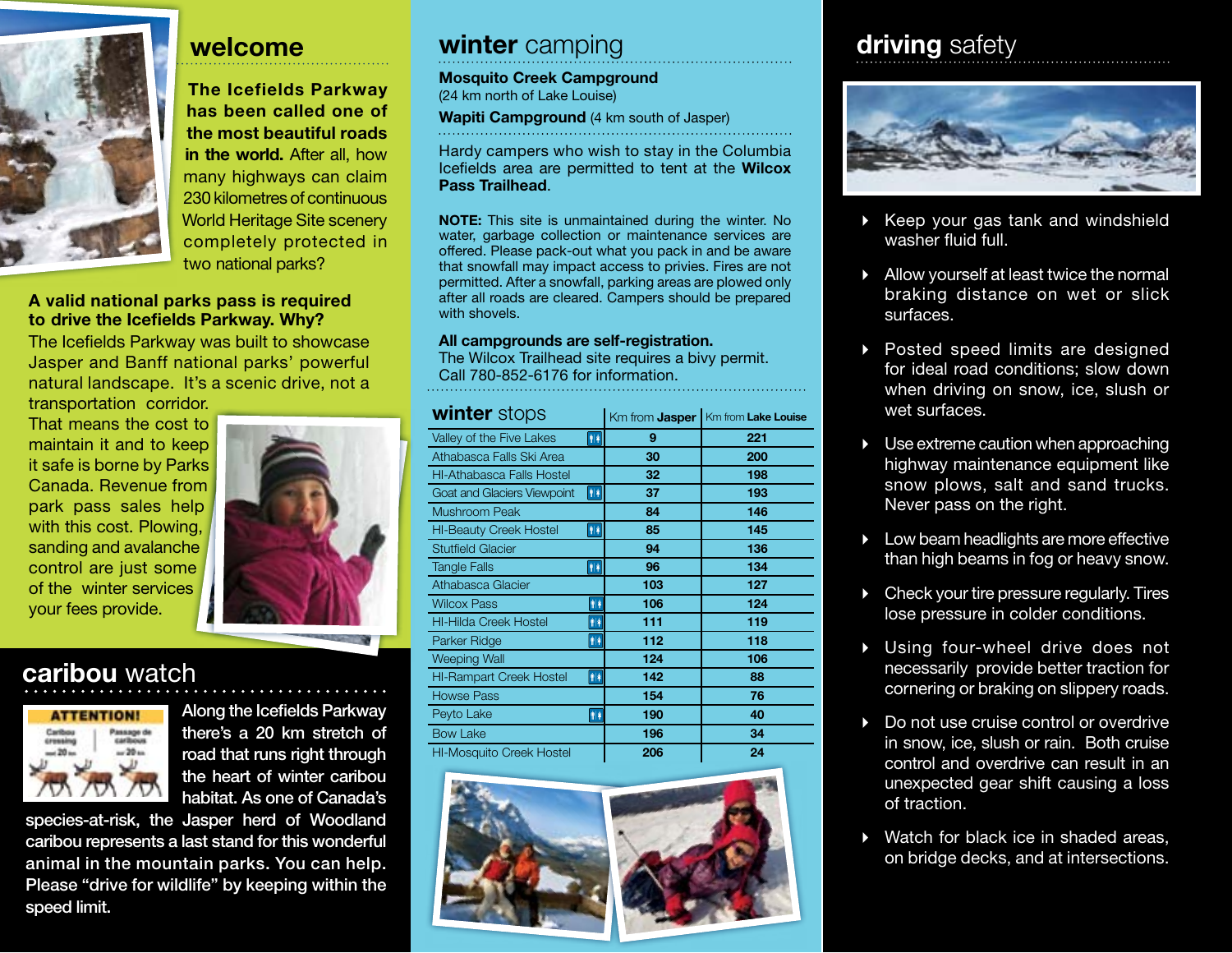## welcome

**The Icefields Parkway has been called one of the most beautiful roads in the world.** After all, how many highways can claim 230 kilometres of continuous World Heritage Site scenery completely protected in two national parks?

**A valid national parks pass is required to drive the Icefields Parkway. Why?**

The Icefields Parkway was built to showcase Jasper and Banff national parks' powerful natural landscape. It's a scenic drive, not a transportation corridor. That means the cost to maintain it and to keep it safe is borne by Parks Canada. Revenue from park pass sales help with this cost. Plowing, sanding and avalanche control are just some of the winter services your fees provide.

## caribou watch

ATTENTION! Caribou crossing — 20 km / Passage de caribous — 20 km

Along the Icefields Parkway there's a 20 km stretch of road that runs right through the heart of winter caribou habitat. As one of Canada's species-at-risk, the Jasper herd of Woodland caribou represents a last stand for this wonderful animal in the mountain parks. You can help. Please "drive for wildlife" by keeping within the speed limit.

## winter camping

**Mosquito Creek Campground**
(24 km north of Lake Louise)

**Wapiti Campground** (4 km south of Jasper)

Hardy campers who wish to stay in the Columbia Icefields area are permitted to tent at the **Wilcox Pass Trailhead**.

**NOTE:** This site is unmaintained during the winter. No water, garbage collection or maintenance services are offered. Please pack-out what you pack in and be aware that snowfall may impact access to privies. Fires are not permitted. After a snowfall, parking areas are plowed only after all roads are cleared. Campers should be prepared with shovels.

**All campgrounds are self-registration.**
The Wilcox Trailhead site requires a bivy permit. Call 780-852-6176 for information.

## winter stops

| winter stops | Km from **Jasper** | Km from **Lake Louise** |
|---|---|---|
| Valley of the Five Lakes 🚻 | 9 | 221 |
| Athabasca Falls Ski Area | 30 | 200 |
| HI-Athabasca Falls Hostel | 32 | 198 |
| Goat and Glaciers Viewpoint 🚻 | 37 | 193 |
| Mushroom Peak | 84 | 146 |
| HI-Beauty Creek Hostel 🚻 | 85 | 145 |
| Stutfield Glacier | 94 | 136 |
| Tangle Falls 🚻 | 96 | 134 |
| Athabasca Glacier | 103 | 127 |
| Wilcox Pass 🚻 | 106 | 124 |
| HI-Hilda Creek Hostel 🚻 | 111 | 119 |
| Parker Ridge 🚻 | 112 | 118 |
| Weeping Wall | 124 | 106 |
| HI-Rampart Creek Hostel 🚻 | 142 | 88 |
| Howse Pass | 154 | 76 |
| Peyto Lake 🚻 | 190 | 40 |
| Bow Lake | 196 | 34 |
| HI-Mosquito Creek Hostel | 206 | 24 |

## driving safety

- Keep your gas tank and windshield washer fluid full.
- Allow yourself at least twice the normal braking distance on wet or slick surfaces.
- Posted speed limits are designed for ideal road conditions; slow down when driving on snow, ice, slush or wet surfaces.
- Use extreme caution when approaching highway maintenance equipment like snow plows, salt and sand trucks. Never pass on the right.
- Low beam headlights are more effective than high beams in fog or heavy snow.
- Check your tire pressure regularly. Tires lose pressure in colder conditions.
- Using four-wheel drive does not necessarily provide better traction for cornering or braking on slippery roads.
- Do not use cruise control or overdrive in snow, ice, slush or rain. Both cruise control and overdrive can result in an unexpected gear shift causing a loss of traction.
- Watch for black ice in shaded areas, on bridge decks, and at intersections.